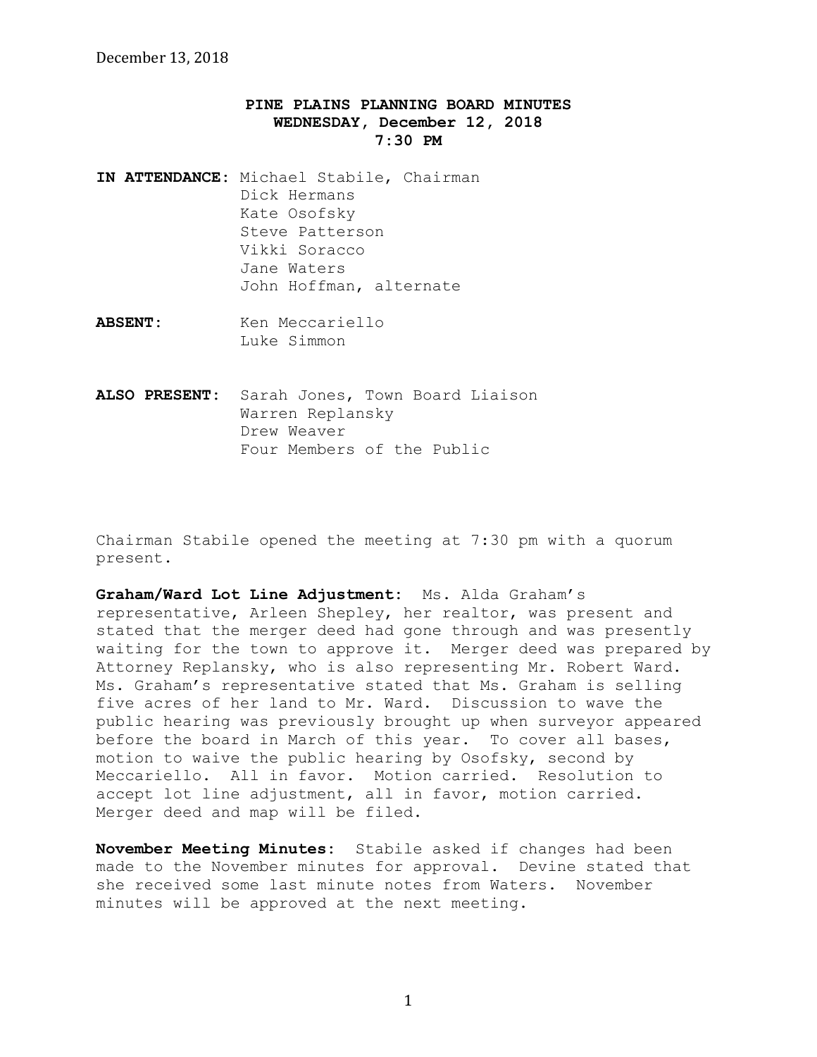December 13, 2018

# PINE PLAINS PLANNING BOARD MINUTES
## WEDNESDAY, December 12, 2018
## 7:30 PM

**IN ATTENDANCE:** Michael Stabile, Chairman
Dick Hermans
Kate Osofsky
Steve Patterson
Vikki Soracco
Jane Waters
John Hoffman, alternate

**ABSENT:** Ken Meccariello
Luke Simmon

**ALSO PRESENT:** Sarah Jones, Town Board Liaison
Warren Replansky
Drew Weaver
Four Members of the Public

Chairman Stabile opened the meeting at 7:30 pm with a quorum present.

**Graham/Ward Lot Line Adjustment:** Ms. Alda Graham's representative, Arleen Shepley, her realtor, was present and stated that the merger deed had gone through and was presently waiting for the town to approve it. Merger deed was prepared by Attorney Replansky, who is also representing Mr. Robert Ward. Ms. Graham's representative stated that Ms. Graham is selling five acres of her land to Mr. Ward. Discussion to wave the public hearing was previously brought up when surveyor appeared before the board in March of this year. To cover all bases, motion to waive the public hearing by Osofsky, second by Meccariello. All in favor. Motion carried. Resolution to accept lot line adjustment, all in favor, motion carried. Merger deed and map will be filed.

**November Meeting Minutes:** Stabile asked if changes had been made to the November minutes for approval. Devine stated that she received some last minute notes from Waters. November minutes will be approved at the next meeting.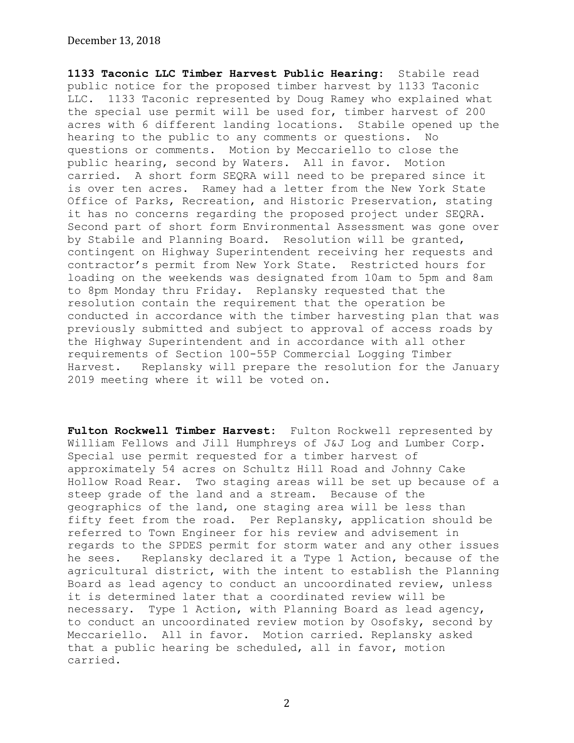December 13, 2018

**1133 Taconic LLC Timber Harvest Public Hearing**: Stabile read public notice for the proposed timber harvest by 1133 Taconic LLC. 1133 Taconic represented by Doug Ramey who explained what the special use permit will be used for, timber harvest of 200 acres with 6 different landing locations. Stabile opened up the hearing to the public to any comments or questions. No questions or comments. Motion by Meccariello to close the public hearing, second by Waters. All in favor. Motion carried. A short form SEQRA will need to be prepared since it is over ten acres. Ramey had a letter from the New York State Office of Parks, Recreation, and Historic Preservation, stating it has no concerns regarding the proposed project under SEQRA. Second part of short form Environmental Assessment was gone over by Stabile and Planning Board. Resolution will be granted, contingent on Highway Superintendent receiving her requests and contractor's permit from New York State. Restricted hours for loading on the weekends was designated from 10am to 5pm and 8am to 8pm Monday thru Friday. Replansky requested that the resolution contain the requirement that the operation be conducted in accordance with the timber harvesting plan that was previously submitted and subject to approval of access roads by the Highway Superintendent and in accordance with all other requirements of Section 100-55P Commercial Logging Timber Harvest. Replansky will prepare the resolution for the January 2019 meeting where it will be voted on.

**Fulton Rockwell Timber Harvest**: Fulton Rockwell represented by William Fellows and Jill Humphreys of J&J Log and Lumber Corp. Special use permit requested for a timber harvest of approximately 54 acres on Schultz Hill Road and Johnny Cake Hollow Road Rear. Two staging areas will be set up because of a steep grade of the land and a stream. Because of the geographics of the land, one staging area will be less than fifty feet from the road. Per Replansky, application should be referred to Town Engineer for his review and advisement in regards to the SPDES permit for storm water and any other issues he sees. Replansky declared it a Type 1 Action, because of the agricultural district, with the intent to establish the Planning Board as lead agency to conduct an uncoordinated review, unless it is determined later that a coordinated review will be necessary. Type 1 Action, with Planning Board as lead agency, to conduct an uncoordinated review motion by Osofsky, second by Meccariello. All in favor. Motion carried. Replansky asked that a public hearing be scheduled, all in favor, motion carried.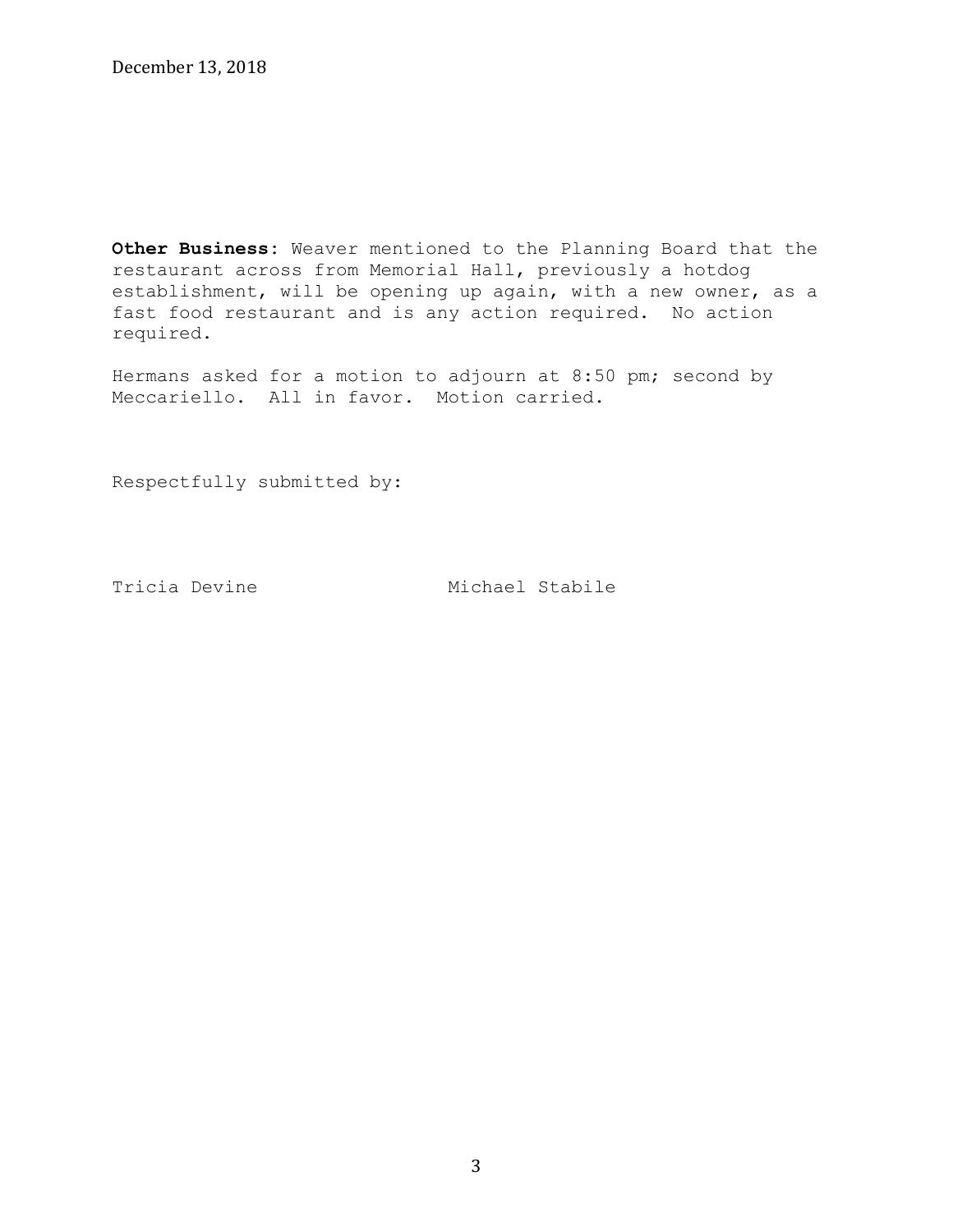**Other Business**: Weaver mentioned to the Planning Board that the restaurant across from Memorial Hall, previously a hotdog establishment, will be opening up again, with a new owner, as a fast food restaurant and is any action required. No action required.

Hermans asked for a motion to adjourn at 8:50 pm; second by Meccariello. All in favor. Motion carried.

Respectfully submitted by:

Tricia Devine Michael Stabile